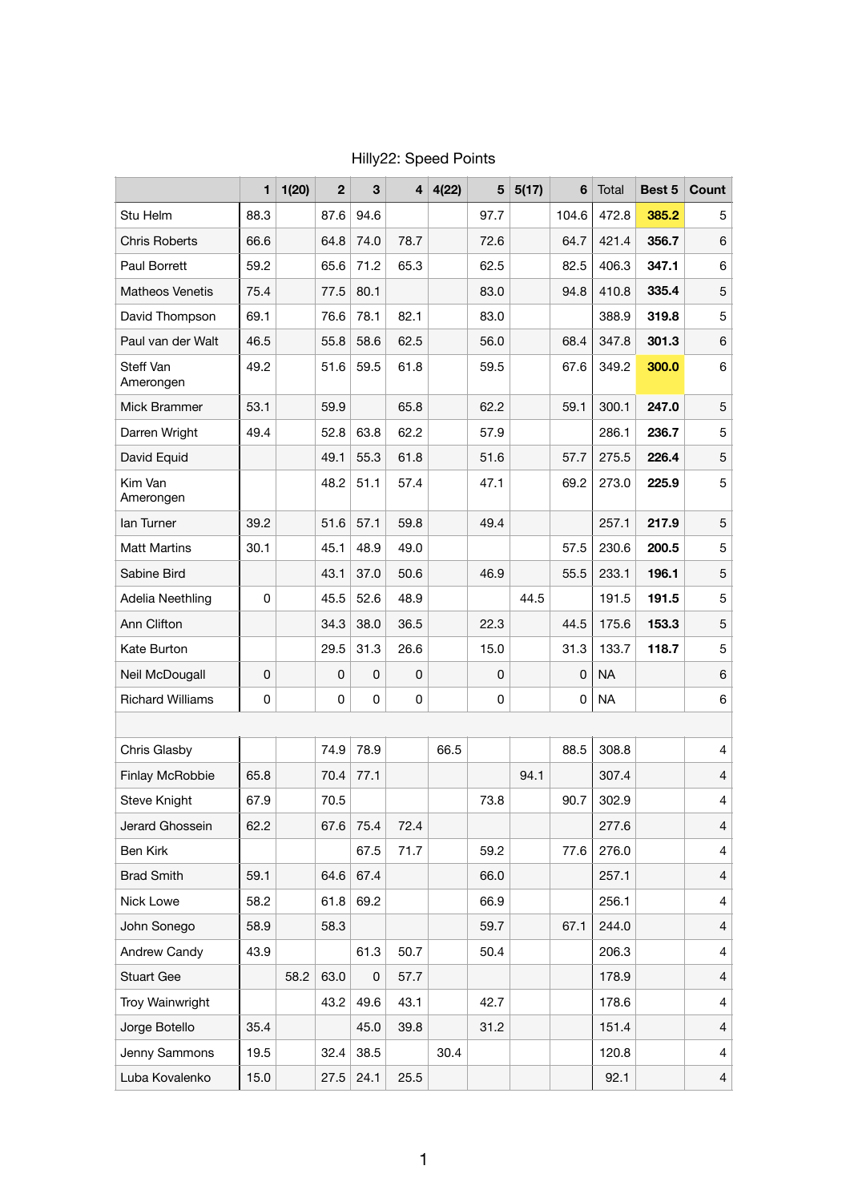# Hilly22: Speed Points

| | 1 | 1(20) | 2 | 3 | 4 | 4(22) | 5 | 5(17) | 6 | Total | Best 5 | Count |
|---|---|---|---|---|---|---|---|---|---|---|---|---|
| Stu Helm | 88.3 | | 87.6 | 94.6 | | | 97.7 | | 104.6 | 472.8 | **385.2** | 5 |
| Chris Roberts | 66.6 | | 64.8 | 74.0 | 78.7 | | 72.6 | | 64.7 | 421.4 | **356.7** | 6 |
| Paul Borrett | 59.2 | | 65.6 | 71.2 | 65.3 | | 62.5 | | 82.5 | 406.3 | **347.1** | 6 |
| Matheos Venetis | 75.4 | | 77.5 | 80.1 | | | 83.0 | | 94.8 | 410.8 | **335.4** | 5 |
| David Thompson | 69.1 | | 76.6 | 78.1 | 82.1 | | 83.0 | | | 388.9 | **319.8** | 5 |
| Paul van der Walt | 46.5 | | 55.8 | 58.6 | 62.5 | | 56.0 | | 68.4 | 347.8 | **301.3** | 6 |
| Steff Van Amerongen | 49.2 | | 51.6 | 59.5 | 61.8 | | 59.5 | | 67.6 | 349.2 | **300.0** | 6 |
| Mick Brammer | 53.1 | | 59.9 | | 65.8 | | 62.2 | | 59.1 | 300.1 | **247.0** | 5 |
| Darren Wright | 49.4 | | 52.8 | 63.8 | 62.2 | | 57.9 | | | 286.1 | **236.7** | 5 |
| David Equid | | | 49.1 | 55.3 | 61.8 | | 51.6 | | 57.7 | 275.5 | **226.4** | 5 |
| Kim Van Amerongen | | | 48.2 | 51.1 | 57.4 | | 47.1 | | 69.2 | 273.0 | **225.9** | 5 |
| Ian Turner | 39.2 | | 51.6 | 57.1 | 59.8 | | 49.4 | | | 257.1 | **217.9** | 5 |
| Matt Martins | 30.1 | | 45.1 | 48.9 | 49.0 | | | | 57.5 | 230.6 | **200.5** | 5 |
| Sabine Bird | | | 43.1 | 37.0 | 50.6 | | 46.9 | | 55.5 | 233.1 | **196.1** | 5 |
| Adelia Neethling | 0 | | 45.5 | 52.6 | 48.9 | | | 44.5 | | 191.5 | **191.5** | 5 |
| Ann Clifton | | | 34.3 | 38.0 | 36.5 | | 22.3 | | 44.5 | 175.6 | **153.3** | 5 |
| Kate Burton | | | 29.5 | 31.3 | 26.6 | | 15.0 | | 31.3 | 133.7 | **118.7** | 5 |
| Neil McDougall | 0 | | 0 | 0 | 0 | | 0 | | 0 | NA | | 6 |
| Richard Williams | 0 | | 0 | 0 | 0 | | 0 | | 0 | NA | | 6 |
| | | | | | | | | | | | | |
| Chris Glasby | | | 74.9 | 78.9 | | 66.5 | | | 88.5 | 308.8 | | 4 |
| Finlay McRobbie | 65.8 | | 70.4 | 77.1 | | | | 94.1 | | 307.4 | | 4 |
| Steve Knight | 67.9 | | 70.5 | | | | 73.8 | | 90.7 | 302.9 | | 4 |
| Jerard Ghossein | 62.2 | | 67.6 | 75.4 | 72.4 | | | | | 277.6 | | 4 |
| Ben Kirk | | | | 67.5 | 71.7 | | 59.2 | | 77.6 | 276.0 | | 4 |
| Brad Smith | 59.1 | | 64.6 | 67.4 | | | 66.0 | | | 257.1 | | 4 |
| Nick Lowe | 58.2 | | 61.8 | 69.2 | | | 66.9 | | | 256.1 | | 4 |
| John Sonego | 58.9 | | 58.3 | | | | 59.7 | | 67.1 | 244.0 | | 4 |
| Andrew Candy | 43.9 | | | 61.3 | 50.7 | | 50.4 | | | 206.3 | | 4 |
| Stuart Gee | | 58.2 | 63.0 | 0 | 57.7 | | | | | 178.9 | | 4 |
| Troy Wainwright | | | 43.2 | 49.6 | 43.1 | | 42.7 | | | 178.6 | | 4 |
| Jorge Botello | 35.4 | | | 45.0 | 39.8 | | 31.2 | | | 151.4 | | 4 |
| Jenny Sammons | 19.5 | | 32.4 | 38.5 | | 30.4 | | | | 120.8 | | 4 |
| Luba Kovalenko | 15.0 | | 27.5 | 24.1 | 25.5 | | | | | 92.1 | | 4 |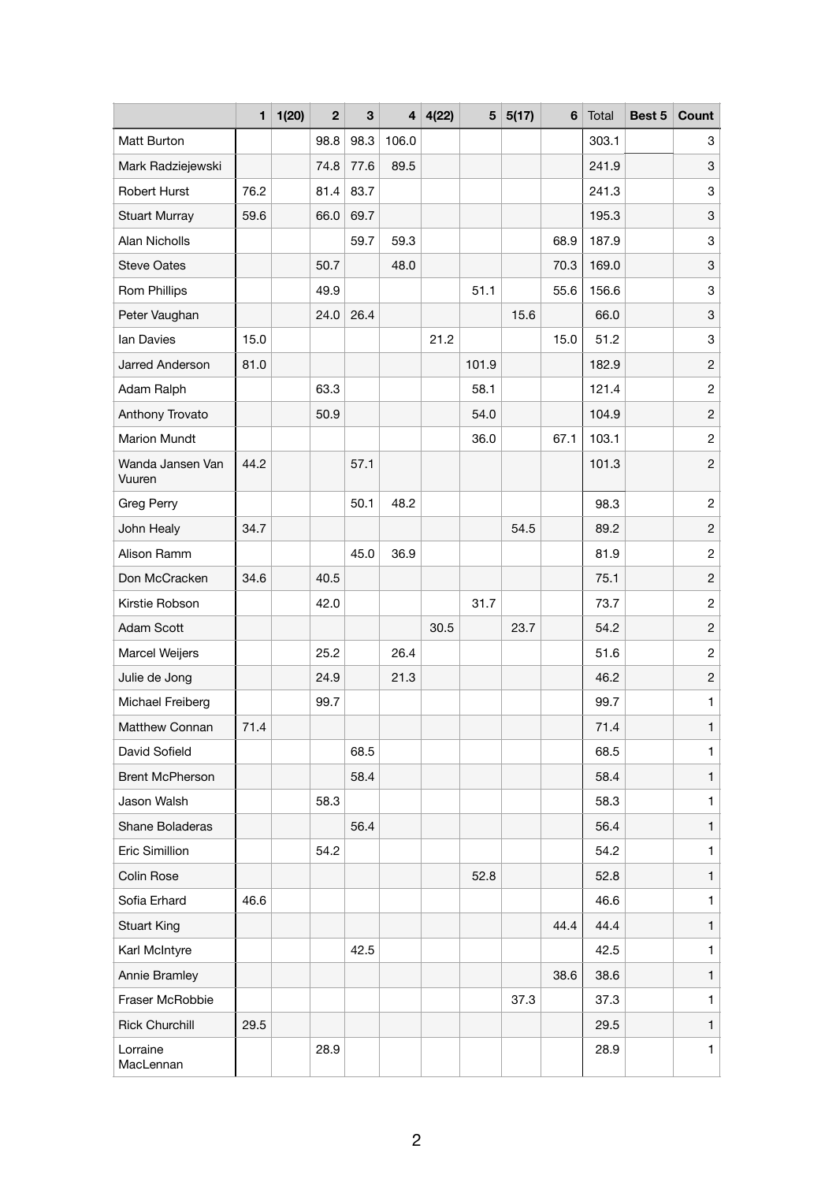| | 1 | 1(20) | 2 | 3 | 4 | 4(22) | 5 | 5(17) | 6 | Total | Best 5 | Count |
|---|---|---|---|---|---|---|---|---|---|---|---|---|
| Matt Burton | | | 98.8 | 98.3 | 106.0 | | | | | 303.1 | | 3 |
| Mark Radziejewski | | | 74.8 | 77.6 | 89.5 | | | | | 241.9 | | 3 |
| Robert Hurst | 76.2 | | 81.4 | 83.7 | | | | | | 241.3 | | 3 |
| Stuart Murray | 59.6 | | 66.0 | 69.7 | | | | | | 195.3 | | 3 |
| Alan Nicholls | | | | 59.7 | 59.3 | | | | 68.9 | 187.9 | | 3 |
| Steve Oates | | | 50.7 | | 48.0 | | | | 70.3 | 169.0 | | 3 |
| Rom Phillips | | | 49.9 | | | | 51.1 | | 55.6 | 156.6 | | 3 |
| Peter Vaughan | | | 24.0 | 26.4 | | | | 15.6 | | 66.0 | | 3 |
| Ian Davies | 15.0 | | | | | 21.2 | | | 15.0 | 51.2 | | 3 |
| Jarred Anderson | 81.0 | | | | | | 101.9 | | | 182.9 | | 2 |
| Adam Ralph | | | 63.3 | | | | 58.1 | | | 121.4 | | 2 |
| Anthony Trovato | | | 50.9 | | | | 54.0 | | | 104.9 | | 2 |
| Marion Mundt | | | | | | | 36.0 | | 67.1 | 103.1 | | 2 |
| Wanda Jansen Van Vuuren | 44.2 | | | 57.1 | | | | | | 101.3 | | 2 |
| Greg Perry | | | | 50.1 | 48.2 | | | | | 98.3 | | 2 |
| John Healy | 34.7 | | | | | | | 54.5 | | 89.2 | | 2 |
| Alison Ramm | | | | 45.0 | 36.9 | | | | | 81.9 | | 2 |
| Don McCracken | 34.6 | | 40.5 | | | | | | | 75.1 | | 2 |
| Kirstie Robson | | | 42.0 | | | | 31.7 | | | 73.7 | | 2 |
| Adam Scott | | | | | | 30.5 | | 23.7 | | 54.2 | | 2 |
| Marcel Weijers | | | 25.2 | | 26.4 | | | | | 51.6 | | 2 |
| Julie de Jong | | | 24.9 | | 21.3 | | | | | 46.2 | | 2 |
| Michael Freiberg | | | 99.7 | | | | | | | 99.7 | | 1 |
| Matthew Connan | 71.4 | | | | | | | | | 71.4 | | 1 |
| David Sofield | | | | 68.5 | | | | | | 68.5 | | 1 |
| Brent McPherson | | | | 58.4 | | | | | | 58.4 | | 1 |
| Jason Walsh | | | 58.3 | | | | | | | 58.3 | | 1 |
| Shane Boladeras | | | | 56.4 | | | | | | 56.4 | | 1 |
| Eric Simillion | | | 54.2 | | | | | | | 54.2 | | 1 |
| Colin Rose | | | | | | | 52.8 | | | 52.8 | | 1 |
| Sofia Erhard | 46.6 | | | | | | | | | 46.6 | | 1 |
| Stuart King | | | | | | | | | 44.4 | 44.4 | | 1 |
| Karl McIntyre | | | | 42.5 | | | | | | 42.5 | | 1 |
| Annie Bramley | | | | | | | | | 38.6 | 38.6 | | 1 |
| Fraser McRobbie | | | | | | | | 37.3 | | 37.3 | | 1 |
| Rick Churchill | 29.5 | | | | | | | | | 29.5 | | 1 |
| Lorraine MacLennan | | | 28.9 | | | | | | | 28.9 | | 1 |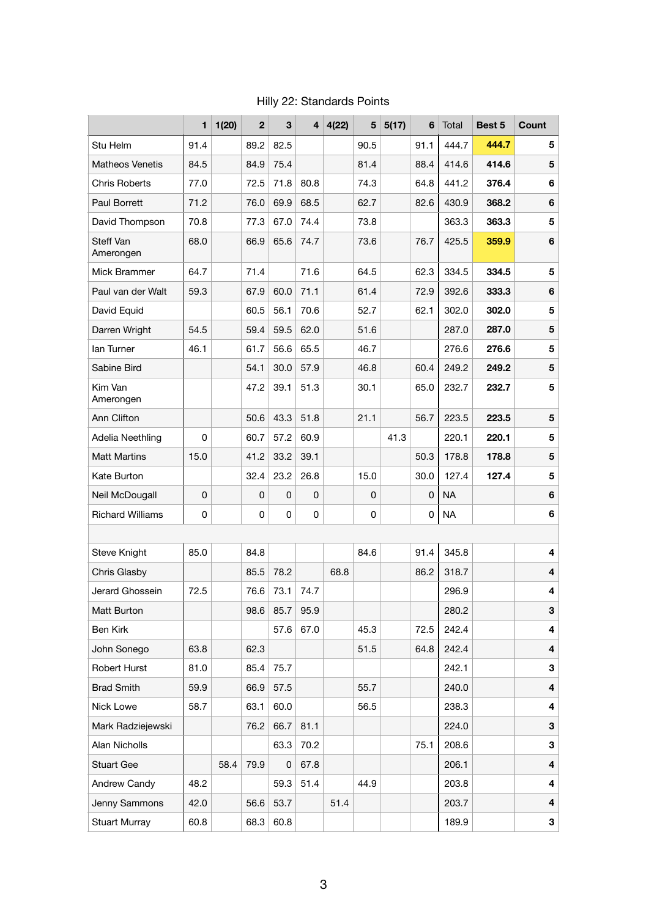# Hilly 22: Standards Points

| | 1 | 1(20) | 2 | 3 | 4 | 4(22) | 5 | 5(17) | 6 | Total | Best 5 | Count |
|---|---|---|---|---|---|---|---|---|---|---|---|---|
| Stu Helm | 91.4 | | 89.2 | 82.5 | | | 90.5 | | 91.1 | 444.7 | **444.7** | 5 |
| Matheos Venetis | 84.5 | | 84.9 | 75.4 | | | 81.4 | | 88.4 | 414.6 | **414.6** | 5 |
| Chris Roberts | 77.0 | | 72.5 | 71.8 | 80.8 | | 74.3 | | 64.8 | 441.2 | **376.4** | 6 |
| Paul Borrett | 71.2 | | 76.0 | 69.9 | 68.5 | | 62.7 | | 82.6 | 430.9 | **368.2** | 6 |
| David Thompson | 70.8 | | 77.3 | 67.0 | 74.4 | | 73.8 | | | 363.3 | **363.3** | 5 |
| Steff Van Amerongen | 68.0 | | 66.9 | 65.6 | 74.7 | | 73.6 | | 76.7 | 425.5 | **359.9** | 6 |
| Mick Brammer | 64.7 | | 71.4 | | 71.6 | | 64.5 | | 62.3 | 334.5 | **334.5** | 5 |
| Paul van der Walt | 59.3 | | 67.9 | 60.0 | 71.1 | | 61.4 | | 72.9 | 392.6 | **333.3** | 6 |
| David Equid | | | 60.5 | 56.1 | 70.6 | | 52.7 | | 62.1 | 302.0 | **302.0** | 5 |
| Darren Wright | 54.5 | | 59.4 | 59.5 | 62.0 | | 51.6 | | | 287.0 | **287.0** | 5 |
| Ian Turner | 46.1 | | 61.7 | 56.6 | 65.5 | | 46.7 | | | 276.6 | **276.6** | 5 |
| Sabine Bird | | | 54.1 | 30.0 | 57.9 | | 46.8 | | 60.4 | 249.2 | **249.2** | 5 |
| Kim Van Amerongen | | | 47.2 | 39.1 | 51.3 | | 30.1 | | 65.0 | 232.7 | **232.7** | 5 |
| Ann Clifton | | | 50.6 | 43.3 | 51.8 | | 21.1 | | 56.7 | 223.5 | **223.5** | 5 |
| Adelia Neethling | 0 | | 60.7 | 57.2 | 60.9 | | | 41.3 | | 220.1 | **220.1** | 5 |
| Matt Martins | 15.0 | | 41.2 | 33.2 | 39.1 | | | | 50.3 | 178.8 | **178.8** | 5 |
| Kate Burton | | | 32.4 | 23.2 | 26.8 | | 15.0 | | 30.0 | 127.4 | **127.4** | 5 |
| Neil McDougall | 0 | | 0 | 0 | 0 | | 0 | | 0 | NA | | 6 |
| Richard Williams | 0 | | 0 | 0 | 0 | | 0 | | 0 | NA | | 6 |
| | | | | | | | | | | | | |
| Steve Knight | 85.0 | | 84.8 | | | | 84.6 | | 91.4 | 345.8 | | 4 |
| Chris Glasby | | | 85.5 | 78.2 | | 68.8 | | | 86.2 | 318.7 | | 4 |
| Jerard Ghossein | 72.5 | | 76.6 | 73.1 | 74.7 | | | | | 296.9 | | 4 |
| Matt Burton | | | 98.6 | 85.7 | 95.9 | | | | | 280.2 | | 3 |
| Ben Kirk | | | | 57.6 | 67.0 | | 45.3 | | 72.5 | 242.4 | | 4 |
| John Sonego | 63.8 | | 62.3 | | | | 51.5 | | 64.8 | 242.4 | | 4 |
| Robert Hurst | 81.0 | | 85.4 | 75.7 | | | | | | 242.1 | | 3 |
| Brad Smith | 59.9 | | 66.9 | 57.5 | | | 55.7 | | | 240.0 | | 4 |
| Nick Lowe | 58.7 | | 63.1 | 60.0 | | | 56.5 | | | 238.3 | | 4 |
| Mark Radziejewski | | | 76.2 | 66.7 | 81.1 | | | | | 224.0 | | 3 |
| Alan Nicholls | | | | 63.3 | 70.2 | | | | 75.1 | 208.6 | | 3 |
| Stuart Gee | | 58.4 | 79.9 | 0 | 67.8 | | | | | 206.1 | | 4 |
| Andrew Candy | 48.2 | | | 59.3 | 51.4 | | 44.9 | | | 203.8 | | 4 |
| Jenny Sammons | 42.0 | | 56.6 | 53.7 | | 51.4 | | | | 203.7 | | 4 |
| Stuart Murray | 60.8 | | 68.3 | 60.8 | | | | | | 189.9 | | 3 |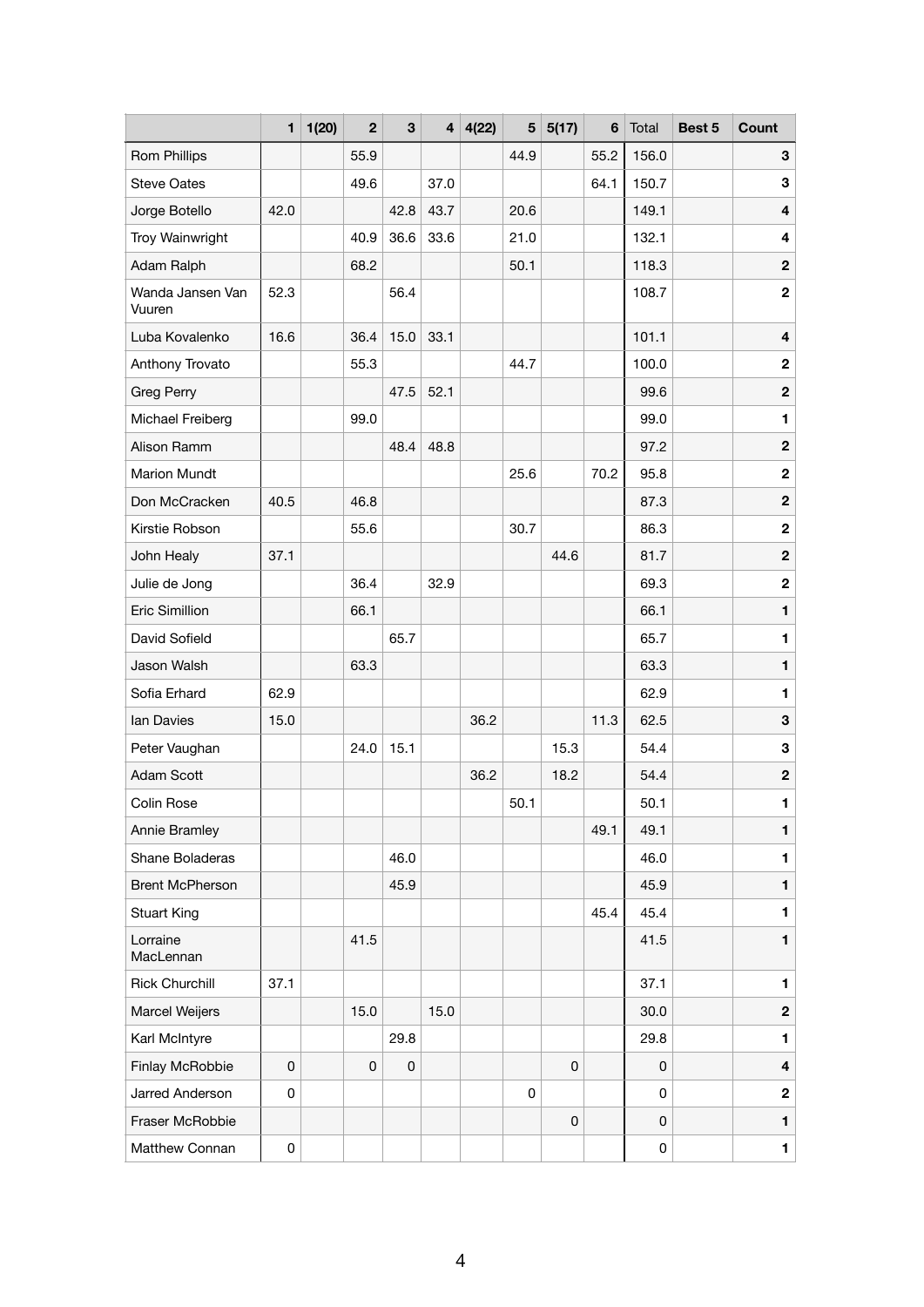| | 1 | 1(20) | 2 | 3 | 4 | 4(22) | 5 | 5(17) | 6 | Total | Best 5 | Count |
|---|---|---|---|---|---|---|---|---|---|---|---|---|
| Rom Phillips | | | 55.9 | | | | 44.9 | | 55.2 | 156.0 | | 3 |
| Steve Oates | | | 49.6 | | 37.0 | | | | 64.1 | 150.7 | | 3 |
| Jorge Botello | 42.0 | | | 42.8 | 43.7 | | 20.6 | | | 149.1 | | 4 |
| Troy Wainwright | | | 40.9 | 36.6 | 33.6 | | 21.0 | | | 132.1 | | 4 |
| Adam Ralph | | | 68.2 | | | | 50.1 | | | 118.3 | | 2 |
| Wanda Jansen Van Vuuren | 52.3 | | | 56.4 | | | | | | 108.7 | | 2 |
| Luba Kovalenko | 16.6 | | 36.4 | 15.0 | 33.1 | | | | | 101.1 | | 4 |
| Anthony Trovato | | | 55.3 | | | | 44.7 | | | 100.0 | | 2 |
| Greg Perry | | | | 47.5 | 52.1 | | | | | 99.6 | | 2 |
| Michael Freiberg | | | 99.0 | | | | | | | 99.0 | | 1 |
| Alison Ramm | | | | 48.4 | 48.8 | | | | | 97.2 | | 2 |
| Marion Mundt | | | | | | | 25.6 | | 70.2 | 95.8 | | 2 |
| Don McCracken | 40.5 | | 46.8 | | | | | | | 87.3 | | 2 |
| Kirstie Robson | | | 55.6 | | | | 30.7 | | | 86.3 | | 2 |
| John Healy | 37.1 | | | | | | | 44.6 | | 81.7 | | 2 |
| Julie de Jong | | | 36.4 | | 32.9 | | | | | 69.3 | | 2 |
| Eric Simillion | | | 66.1 | | | | | | | 66.1 | | 1 |
| David Sofield | | | | 65.7 | | | | | | 65.7 | | 1 |
| Jason Walsh | | | 63.3 | | | | | | | 63.3 | | 1 |
| Sofia Erhard | 62.9 | | | | | | | | | 62.9 | | 1 |
| Ian Davies | 15.0 | | | | | 36.2 | | | 11.3 | 62.5 | | 3 |
| Peter Vaughan | | | 24.0 | 15.1 | | | | 15.3 | | 54.4 | | 3 |
| Adam Scott | | | | | | 36.2 | | 18.2 | | 54.4 | | 2 |
| Colin Rose | | | | | | | 50.1 | | | 50.1 | | 1 |
| Annie Bramley | | | | | | | | | 49.1 | 49.1 | | 1 |
| Shane Boladeras | | | | 46.0 | | | | | | 46.0 | | 1 |
| Brent McPherson | | | | 45.9 | | | | | | 45.9 | | 1 |
| Stuart King | | | | | | | | | 45.4 | 45.4 | | 1 |
| Lorraine MacLennan | | | 41.5 | | | | | | | 41.5 | | 1 |
| Rick Churchill | 37.1 | | | | | | | | | 37.1 | | 1 |
| Marcel Weijers | | | 15.0 | | 15.0 | | | | | 30.0 | | 2 |
| Karl McIntyre | | | | 29.8 | | | | | | 29.8 | | 1 |
| Finlay McRobbie | 0 | | 0 | 0 | | | | 0 | | 0 | | 4 |
| Jarred Anderson | 0 | | | | | | 0 | | | 0 | | 2 |
| Fraser McRobbie | | | | | | | | 0 | | 0 | | 1 |
| Matthew Connan | 0 | | | | | | | | | 0 | | 1 |